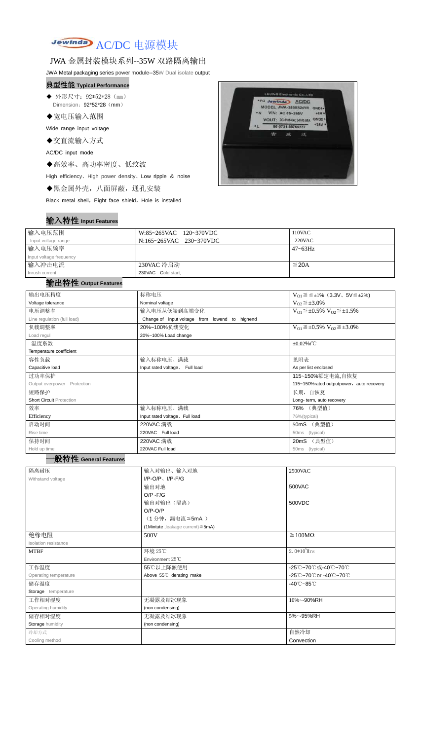# Jewinda AC/DC 电源模块

## JWA 金属封装模块系列--35W 双路隔离输出

JWA Metal packaging series power module--35W Dual isolate output

### 典型性能 Typical Performance

- 外形尺寸：92*52*28（mm）
  Dimension：92*52*28（mm）
- 宽电压输入范围
  Wide range input voltage
- 交直流输入方式
  AC/DC input mode
- 高效率、高功率密度、低纹波
  High efficiency、High power density、Low ripple ＆ noise
- 黑金属外壳，八面屏蔽，通孔安装
  Black metal shell，Eight face shield，Hole is installed

### 输入特性 Input Features

| 输入电压范围 Input voltage range | W:85~265VAC 120~370VDC<br>N:165~265VAC 230~370VDC | 110VAC<br>220VAC |
|---|---|---|
| 输入电压频率 Input voltage frequency | | 47~63Hz |
| 输入冲击电流 Inrush current | 230VAC 冷启动<br>230VAC Cold start, | ≦20A |

### 输出特性 Output Features

| 输出电压精度 Voltage tolerance | 标称电压 Nominal voltage | $V_{O1}$≦≦±1%（3.3V、5V≦±2%）<br>$V_{O2}$≦±3.0% |
|---|---|---|
| 电压调整率 Line regulation (full load) | 输入电压从低端到高端变化 Change of input voltage from lowend to highend | $V_{O1}$≦±0.5% $V_{O2}$≦±1.5% |
| 负载调整率 Load regul | 20%~100%负载变化 20%~100% Load change | $V_{O1}$≦±0.5% $V_{O2}$≦±3.0% |
| 温度系数 Temperature coefficient | | ±0.02%/℃ |
| 容性负载 Capacitive load | 输入标称电压、满载 Input rated voltage、Full load | 见附表 As per list enclosed |
| 过功率保护 Output overpower Protection | | 115~150%额定电流,自恢复<br>115~150%rated outputpower，auto recovery |
| 短路保护 Short Circuit Protection | | 长期，自恢复 Long- term, auto recovery |
| 效率 Efficiency | 输入标称电压、满载 Input rated voltage、Full load | 76% （典型值） 76%(typical) |
| 启动时间 Rise time | 220VAC 满载 220VAC Full load | 50mS （典型值） 50ms (typical) |
| 保持时间 Hold up time | 220VAC 满载 220VAC Full load | 20mS （典型值） 50ms (typical) |

### 一般特性 General Features

| 隔离耐压 Withstand voltage | 输入对输出、输入对地 I/P-O/P、I/P-F/G | 2500VAC |
|---|---|---|
| | 输出对地 O/P -F/G | 500VAC |
| | 输出对输出（隔离） O/P-O/P | 500VDC |
| | （1 分钟，漏电流≦5mA ） (1Mintute ,leakage current)≦5mA) | |
| 绝缘电阻 Isolation resistance | 500V | ≧100MΩ |
| MTBF | 环境 25℃ Environment 25℃ | $2.0*10^5$Hrs |
| 工作温度 Operating temperature | 55℃以上降额使用 Above 55℃ derating make | -25℃~70℃或-40℃~70℃<br>-25℃~70℃or -40℃~70℃ |
| 储存温度 Storage temperature | | -40℃~85℃ |
| 工作相对湿度 Operating humidity | 无凝露及结冰现象 (non condensing) | 10%~-90%RH |
| 储存相对湿度 Storage humidity | 无凝露及结冰现象 (non condensing) | 5%~-95%RH |
| 冷却方式 Cooling method | | 自然冷却 Convection |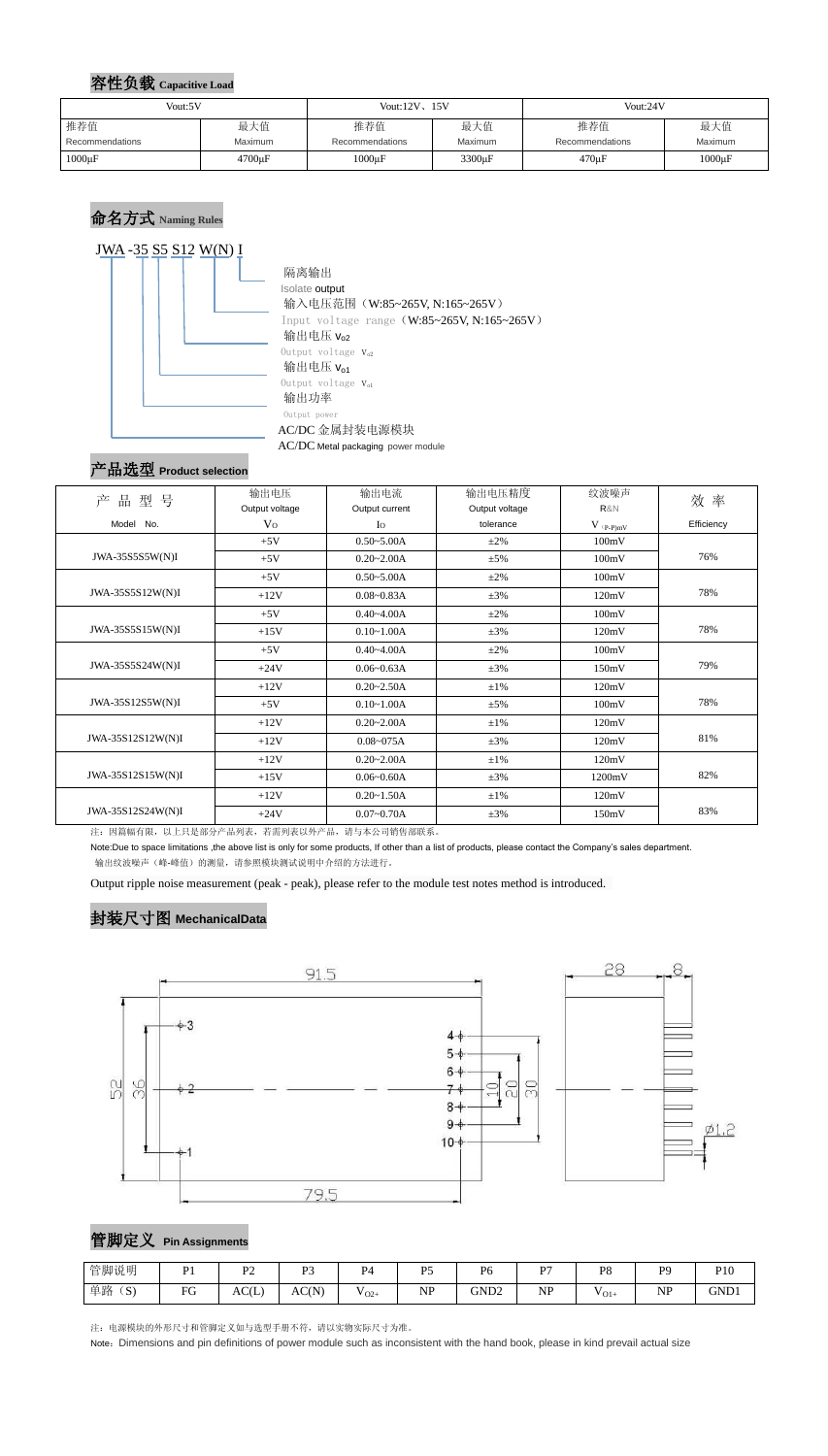## 容性负载 Capacitive Load

| Vout:5V | | Vout:12V、15V | | Vout:24V | |
|---|---|---|---|---|---|
| 推荐值 Recommendations | 最大值 Maximum | 推荐值 Recommendations | 最大值 Maximum | 推荐值 Recommendations | 最大值 Maximum |
| 1000μF | 4700μF | 1000μF | 3300μF | 470μF | 1000μF |

## 命名方式 Naming Rules

JWA -35 S5 S12 W(N) I

- I：隔离输出 Isolate output
- W(N)：输入电压范围（W:85~265V, N:165~265V） Input voltage range（W:85~265V, N:165~265V）
- S12：输出电压 $V_{o2}$ Output voltage $V_{o2}$
- S5：输出电压 $V_{o1}$ Output voltage $V_{o1}$
- 35：输出功率 Output power
- JWA：AC/DC 金属封装电源模块 AC/DC Metal packaging power module

## 产品选型 Product selection

| 产 品 型 号 Model No. | 输出电压 Output voltage $V_O$ | 输出电流 Output current $I_O$ | 输出电压精度 Output voltage tolerance | 纹波噪声 R&N $V_{(P-P)mV}$ | 效 率 Efficiency |
|---|---|---|---|---|---|
| JWA-35S5S5W(N)I | +5V | 0.50~5.00A | ±2% | 100mV | 76% |
| | +5V | 0.20~2.00A | ±5% | 100mV | |
| JWA-35S5S12W(N)I | +5V | 0.50~5.00A | ±2% | 100mV | 78% |
| | +12V | 0.08~0.83A | ±3% | 120mV | |
| JWA-35S5S15W(N)I | +5V | 0.40~4.00A | ±2% | 100mV | 78% |
| | +15V | 0.10~1.00A | ±3% | 120mV | |
| JWA-35S5S24W(N)I | +5V | 0.40~4.00A | ±2% | 100mV | 79% |
| | +24V | 0.06~0.63A | ±3% | 150mV | |
| JWA-35S12S5W(N)I | +12V | 0.20~2.50A | ±1% | 120mV | 78% |
| | +5V | 0.10~1.00A | ±5% | 100mV | |
| JWA-35S12S12W(N)I | +12V | 0.20~2.00A | ±1% | 120mV | 81% |
| | +12V | 0.08~075A | ±3% | 120mV | |
| JWA-35S12S15W(N)I | +12V | 0.20~2.00A | ±1% | 120mV | 82% |
| | +15V | 0.06~0.60A | ±3% | 1200mV | |
| JWA-35S12S24W(N)I | +12V | 0.20~1.50A | ±1% | 120mV | 83% |
| | +24V | 0.07~0.70A | ±3% | 150mV | |

注：因篇幅有限，以上只是部分产品列表，若需列表以外产品，请与本公司销售部联系。

Note:Due to space limitations ,the above list is only for some products, If other than a list of products, please contact the Company's sales department.

输出纹波噪声（峰-峰值）的测量，请参照模块测试说明中介绍的方法进行。

Output ripple noise measurement (peak - peak), please refer to the module test notes method is introduced.

## 封装尺寸图 MechanicalData

91.5, 79.5, 52, 36, 10, 20, 30, 28, 8, Ø1.2

Pins: 1, 2, 3, 4, 5, 6, 7, 8, 9, 10

## 管脚定义 Pin Assignments

| 管脚说明 | P1 | P2 | P3 | P4 | P5 | P6 | P7 | P8 | P9 | P10 |
|---|---|---|---|---|---|---|---|---|---|---|
| 单路（S） | FG | AC(L) | AC(N) | $V_{O2+}$ | NP | GND2 | NP | $V_{O1+}$ | NP | GND1 |

注：电源模块的外形尺寸和管脚定义如与选型手册不符，请以实物实际尺寸为准。

Note：Dimensions and pin definitions of power module such as inconsistent with the hand book, please in kind prevail actual size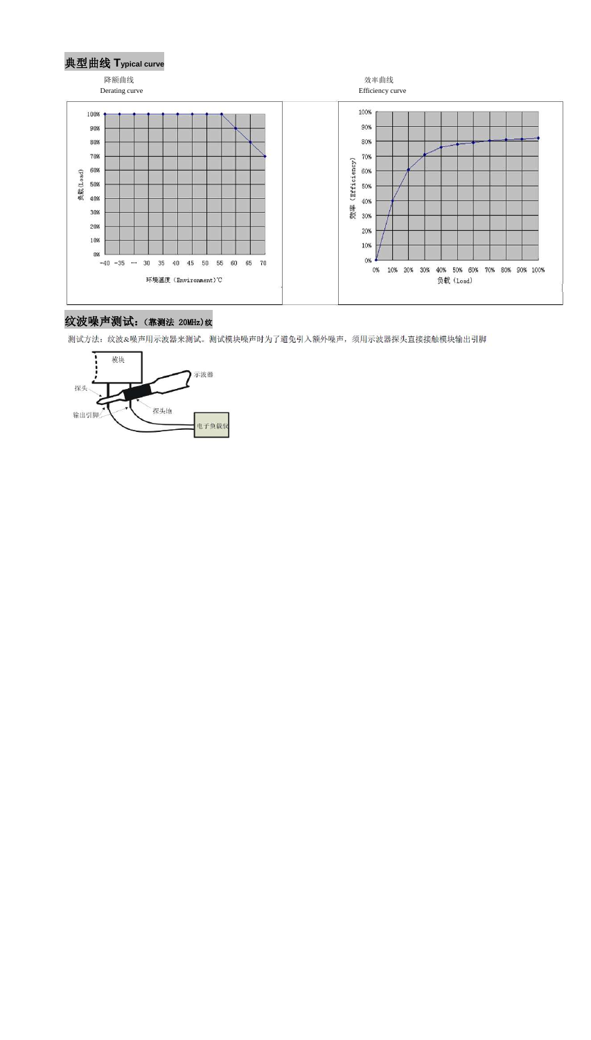## 典型曲线 Typical curve

降额曲线
Derating curve

100%
90%
80%
70%
60%
50%
40%
30%
20%
10%
0%
负载(Load)
-40 -35 ··· 30 35 40 45 50 55 60 65 70
环境温度(Environment)℃

效率曲线
Efficiency curve

100%
90%
80%
70%
60%
50%
40%
30%
20%
10%
0%
效率(Efficiency)
0% 10% 20% 30% 40% 50% 60% 70% 80% 90% 100%
负载(Load)

## 纹波噪声测试：(靠测法 20MHz)纹

测试方法：纹波&噪声用示波器来测试。测试模块噪声时为了避免引入额外噪声，须用示波器探头直接接触模块输出引脚

模块
示波器
探头
探头地
输出引脚
电子负载仪